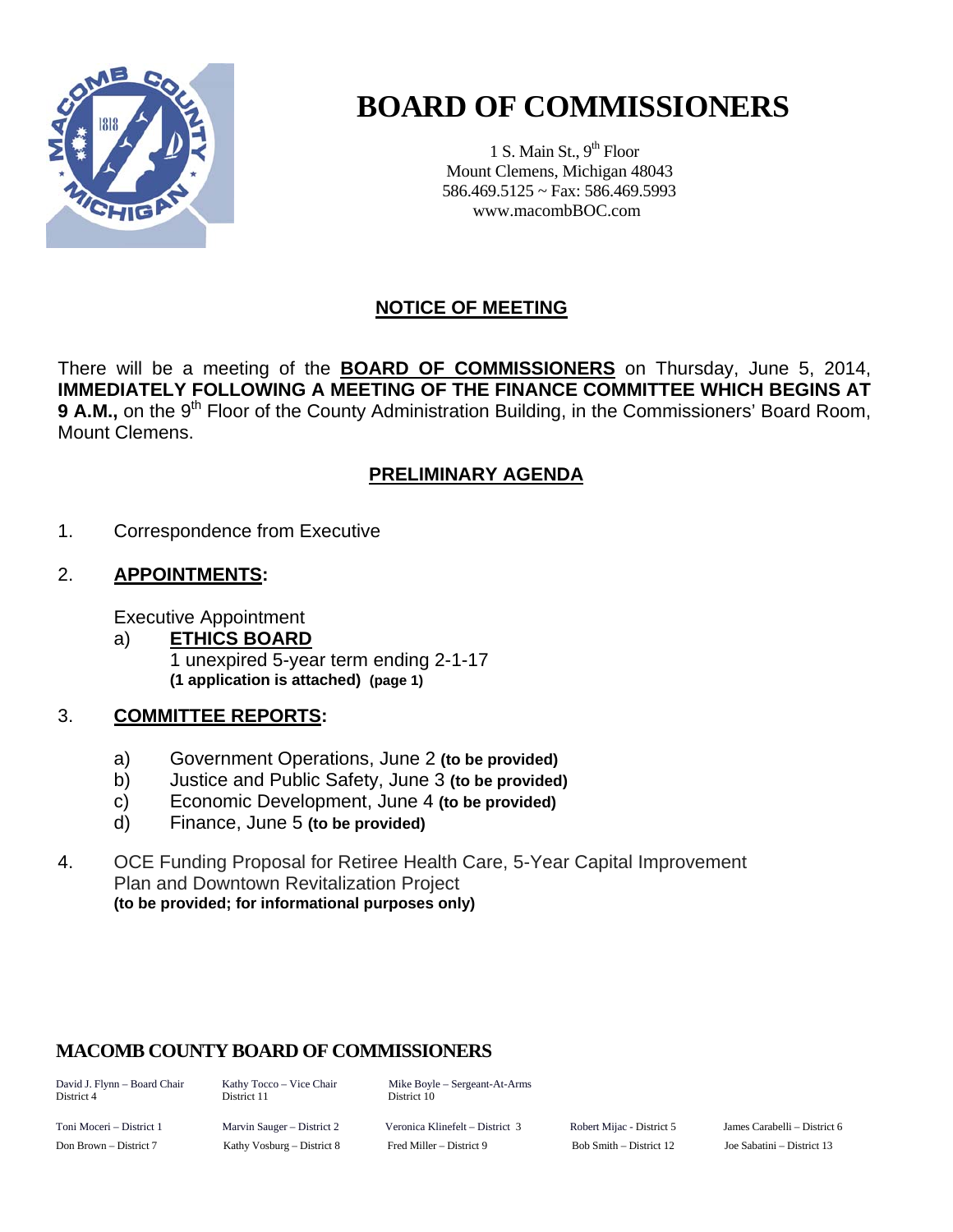# BOARD OF COMMISSIONERS

1 S. Main St., 9th Floor
Mount Clemens, Michigan 48043
586.469.5125 ~ Fax: 586.469.5993
www.macombBOC.com

## NOTICE OF MEETING

There will be a meeting of the **BOARD OF COMMISSIONERS** on Thursday, June 5, 2014, **IMMEDIATELY FOLLOWING A MEETING OF THE FINANCE COMMITTEE WHICH BEGINS AT 9 A.M.,** on the 9th Floor of the County Administration Building, in the Commissioners' Board Room, Mount Clemens.

## PRELIMINARY AGENDA

1. Correspondence from Executive

2. **APPOINTMENTS:**

   Executive Appointment

   a) **ETHICS BOARD**
      1 unexpired 5-year term ending 2-1-17
      **(1 application is attached) (page 1)**

3. **COMMITTEE REPORTS:**

   a) Government Operations, June 2 **(to be provided)**
   b) Justice and Public Safety, June 3 **(to be provided)**
   c) Economic Development, June 4 **(to be provided)**
   d) Finance, June 5 **(to be provided)**

4. OCE Funding Proposal for Retiree Health Care, 5-Year Capital Improvement Plan and Downtown Revitalization Project
   **(to be provided; for informational purposes only)**

### MACOMB COUNTY BOARD OF COMMISSIONERS

David J. Flynn – Board Chair, District 4
Kathy Tocco – Vice Chair, District 11
Mike Boyle – Sergeant-At-Arms, District 10

Toni Moceri – District 1
Marvin Sauger – District 2
Veronica Klinefelt – District 3
Robert Mijac - District 5
James Carabelli – District 6
Don Brown – District 7
Kathy Vosburg – District 8
Fred Miller – District 9
Bob Smith – District 12
Joe Sabatini – District 13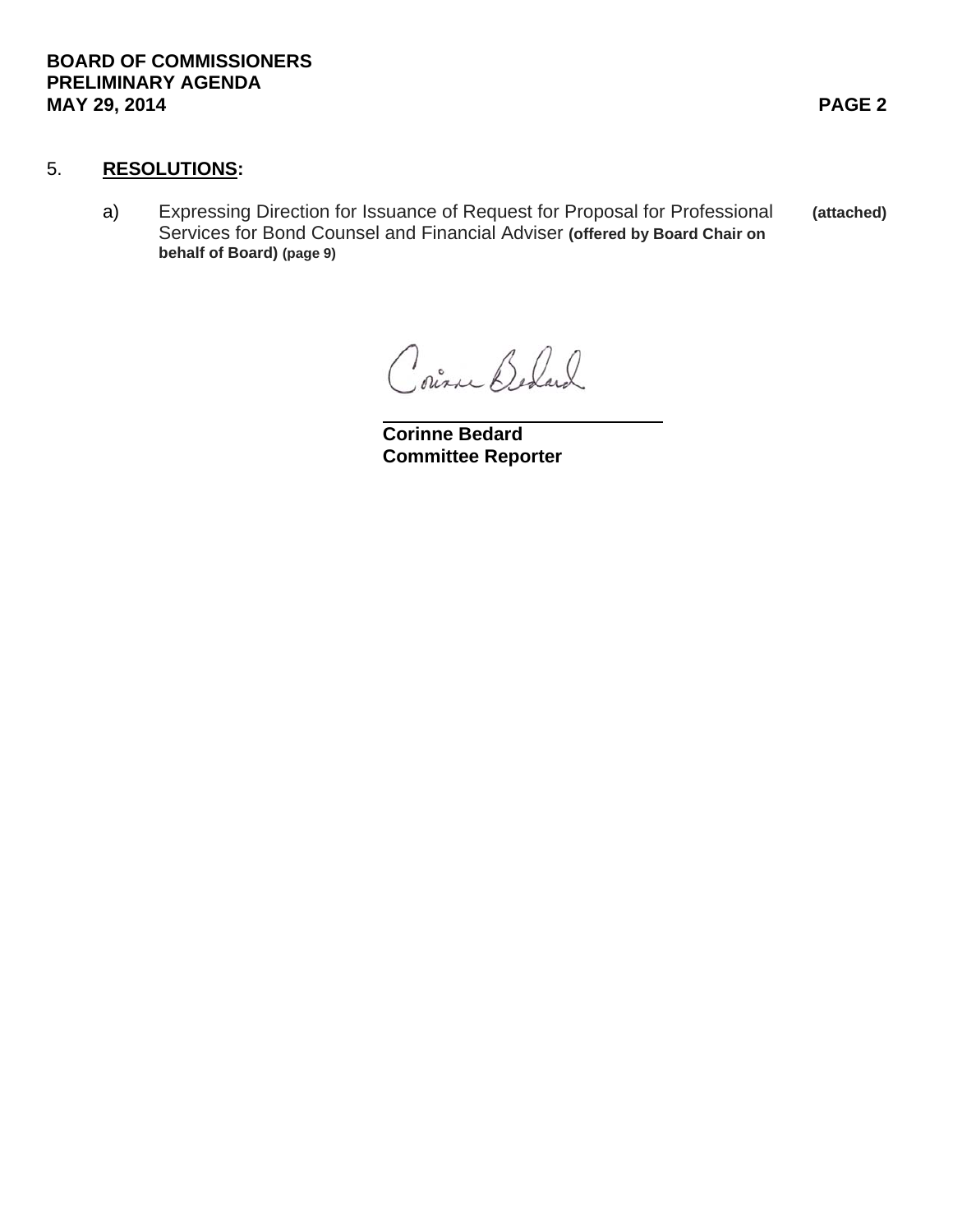5. **RESOLUTIONS:**

a) Expressing Direction for Issuance of Request for Proposal for Professional Services for Bond Counsel and Financial Adviser **(offered by Board Chair on behalf of Board) (page 9)** **(attached)**

Corinne Bedard

**Corinne Bedard**
**Committee Reporter**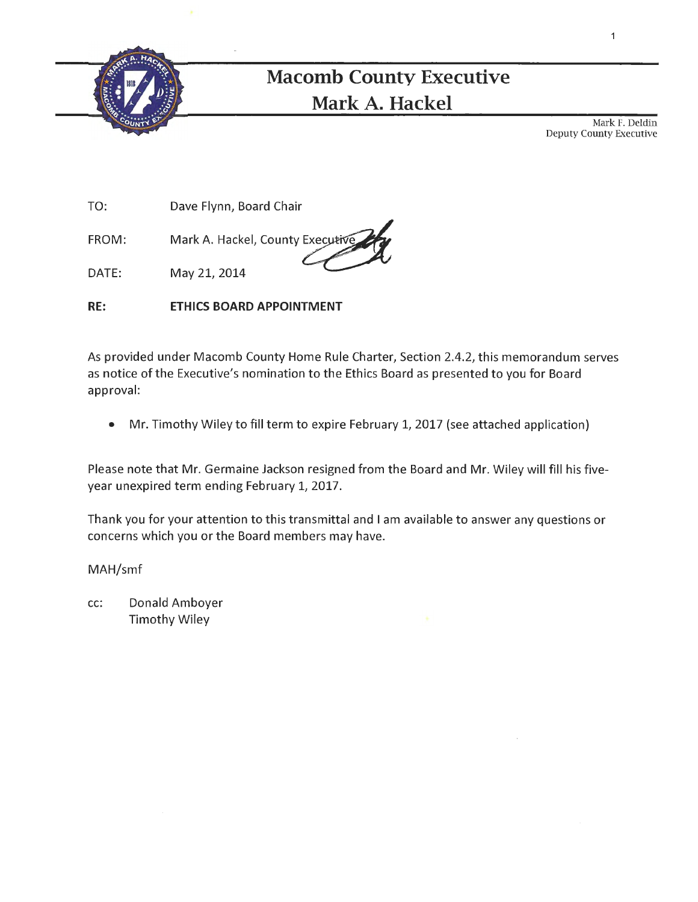# Macomb County Executive
## Mark A. Hackel

Mark F. Deldin
Deputy County Executive

TO: Dave Flynn, Board Chair

FROM: Mark A. Hackel, County Executive

DATE: May 21, 2014

**RE: ETHICS BOARD APPOINTMENT**

As provided under Macomb County Home Rule Charter, Section 2.4.2, this memorandum serves as notice of the Executive's nomination to the Ethics Board as presented to you for Board approval:

- Mr. Timothy Wiley to fill term to expire February 1, 2017 (see attached application)

Please note that Mr. Germaine Jackson resigned from the Board and Mr. Wiley will fill his five-year unexpired term ending February 1, 2017.

Thank you for your attention to this transmittal and I am available to answer any questions or concerns which you or the Board members may have.

MAH/smf

cc: Donald Amboyer
Timothy Wiley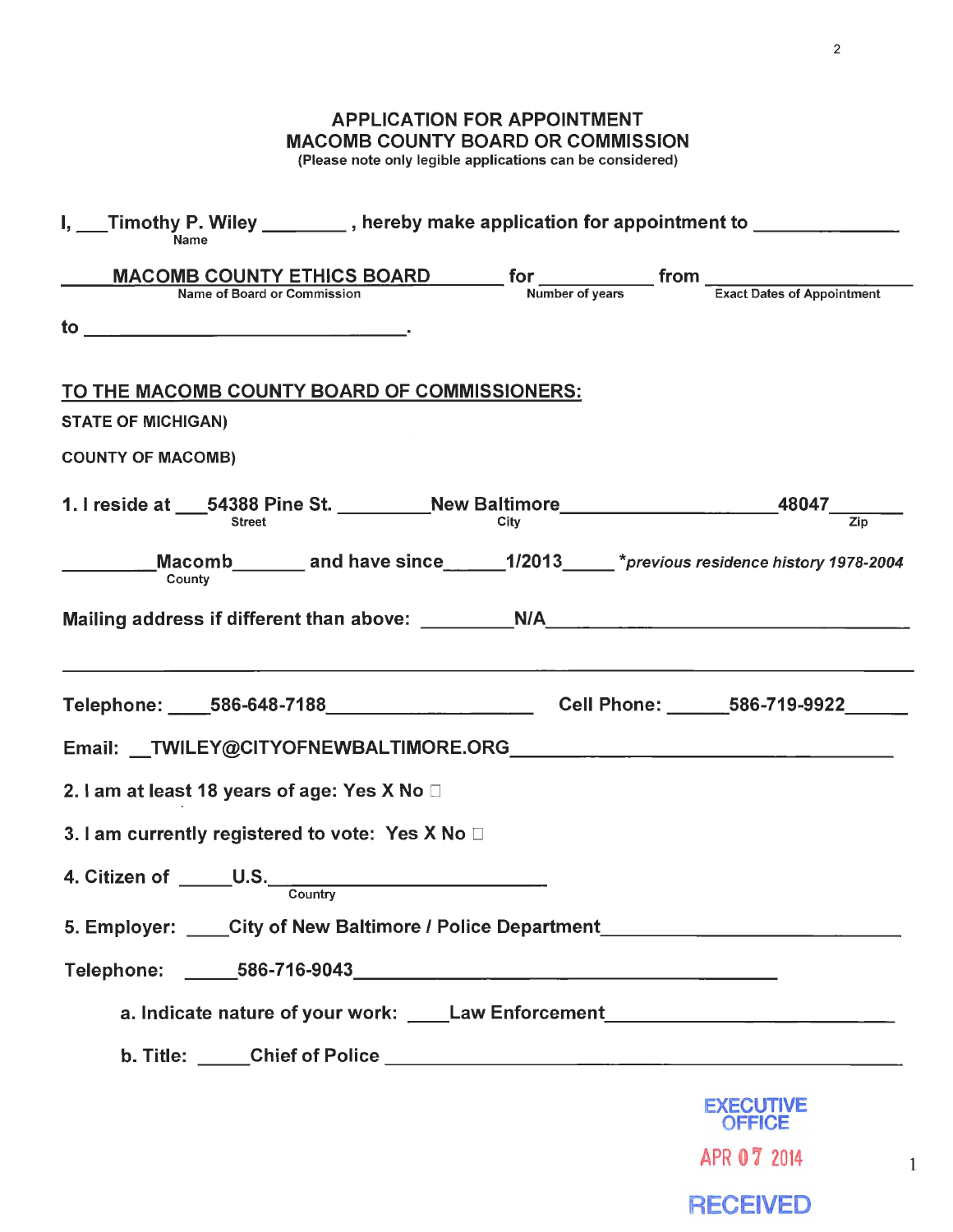# APPLICATION FOR APPOINTMENT
## MACOMB COUNTY BOARD OR COMMISSION
(Please note only legible applications can be considered)

I, \_\_\_Timothy P. Wiley \_\_\_\_\_\_\_\_ , hereby make application for appointment to \_\_\_\_\_\_\_\_\_\_\_\_\_\_
(Name)

\_\_\_\_\_MACOMB COUNTY ETHICS BOARD\_\_\_\_\_\_\_ for \_\_\_\_\_\_\_\_\_\_\_ from \_\_\_\_\_\_\_\_\_\_\_\_\_\_\_\_\_\_\_\_
(Name of Board or Commission) (Number of years) (Exact Dates of Appointment)

to \_\_\_\_\_\_\_\_\_\_\_\_\_\_\_\_\_\_\_\_\_\_\_\_\_\_\_\_\_\_\_\_.

**TO THE MACOMB COUNTY BOARD OF COMMISSIONERS:**

STATE OF MICHIGAN)

COUNTY OF MACOMB)

1. I reside at \_\_\_54388 Pine St. \_\_\_\_\_\_\_\_\_New Baltimore\_\_\_\_\_\_\_\_\_\_\_\_\_\_\_\_\_\_\_\_\_\_48047\_\_\_\_\_\_
(Street) (City) (Zip)

\_\_\_\_\_\_\_\_\_Macomb\_\_\_\_\_\_\_ and have since\_\_\_\_\_\_1/2013\_\_\_\_\_ *\*previous residence history 1978-2004*
(County)

Mailing address if different than above: \_\_\_\_\_\_\_\_\_N/A\_\_\_\_\_\_\_\_\_\_\_\_\_\_\_\_\_\_\_\_\_\_\_\_\_\_\_\_\_\_\_\_\_\_\_\_\_\_

Telephone: \_\_\_\_586-648-7188\_\_\_\_\_\_\_\_\_\_\_\_\_\_\_\_\_\_\_\_ Cell Phone: \_\_\_\_\_\_586-719-9922\_\_\_\_\_\_

Email: \_\_TWILEY@CITYOFNEWBALTIMORE.ORG\_\_\_\_\_\_\_\_\_\_\_\_\_\_\_\_\_\_\_\_\_\_\_\_\_\_\_\_\_\_\_\_\_\_\_\_\_

2. I am at least 18 years of age: Yes X No ☐

3. I am currently registered to vote: Yes X No ☐

4. Citizen of \_\_\_\_\_U.S.\_\_\_\_\_\_\_\_\_\_\_\_\_\_\_\_\_\_\_\_\_\_\_\_\_
(Country)

5. Employer: \_\_\_\_City of New Baltimore / Police Department\_\_\_\_\_\_\_\_\_\_\_\_\_\_\_\_\_\_\_\_\_\_\_\_\_

Telephone: \_\_\_\_\_\_586-716-9043\_\_\_\_\_\_\_\_\_\_\_\_\_\_\_\_\_\_\_\_\_\_\_\_\_\_\_\_\_\_\_\_\_\_\_\_\_\_\_\_\_\_\_

a. Indicate nature of your work: \_\_\_\_Law Enforcement\_\_\_\_\_\_\_\_\_\_\_\_\_\_\_\_\_\_\_\_\_\_\_\_\_\_\_

b. Title: \_\_\_\_\_Chief of Police \_\_\_\_\_\_\_\_\_\_\_\_\_\_\_\_\_\_\_\_\_\_\_\_\_\_\_\_\_\_\_\_\_\_\_\_\_\_\_\_\_\_\_\_\_\_\_\_

EXECUTIVE OFFICE
APR 07 2014
RECEIVED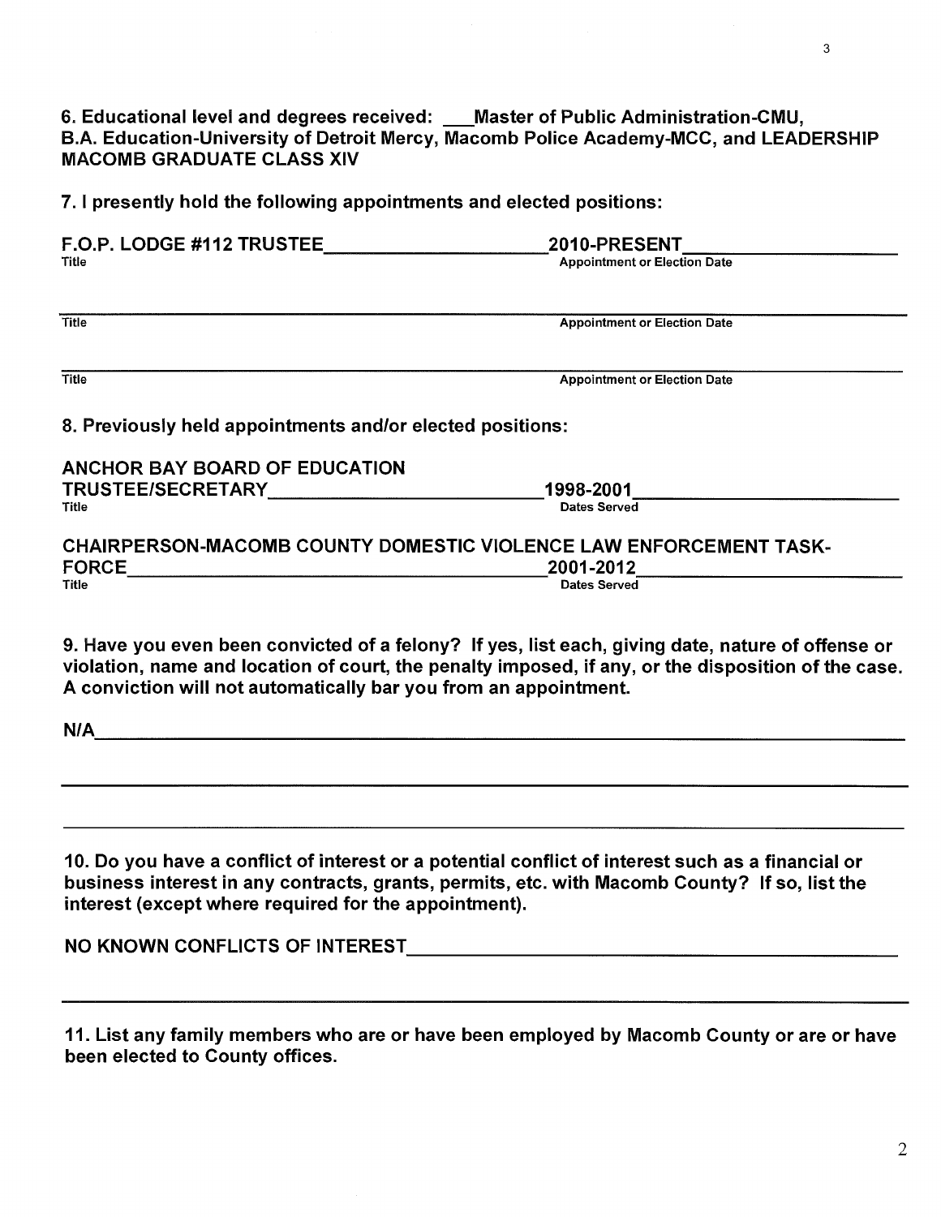**6. Educational level and degrees received: ___Master of Public Administration-CMU, B.A. Education-University of Detroit Mercy, Macomb Police Academy-MCC, and LEADERSHIP MACOMB GRADUATE CLASS XIV**

**7. I presently hold the following appointments and elected positions:**

| Title | Appointment or Election Date |
| --- | --- |
| F.O.P. LODGE #112 TRUSTEE | 2010-PRESENT |
| | |
| | |

**8. Previously held appointments and/or elected positions:**

| Title | Dates Served |
| --- | --- |
| ANCHOR BAY BOARD OF EDUCATION TRUSTEE/SECRETARY | 1998-2001 |
| CHAIRPERSON-MACOMB COUNTY DOMESTIC VIOLENCE LAW ENFORCEMENT TASK-FORCE | 2001-2012 |

**9. Have you even been convicted of a felony? If yes, list each, giving date, nature of offense or violation, name and location of court, the penalty imposed, if any, or the disposition of the case. A conviction will not automatically bar you from an appointment.**

**N/A**

**10. Do you have a conflict of interest or a potential conflict of interest such as a financial or business interest in any contracts, grants, permits, etc. with Macomb County? If so, list the interest (except where required for the appointment).**

**NO KNOWN CONFLICTS OF INTEREST**

**11. List any family members who are or have been employed by Macomb County or are or have been elected to County offices.**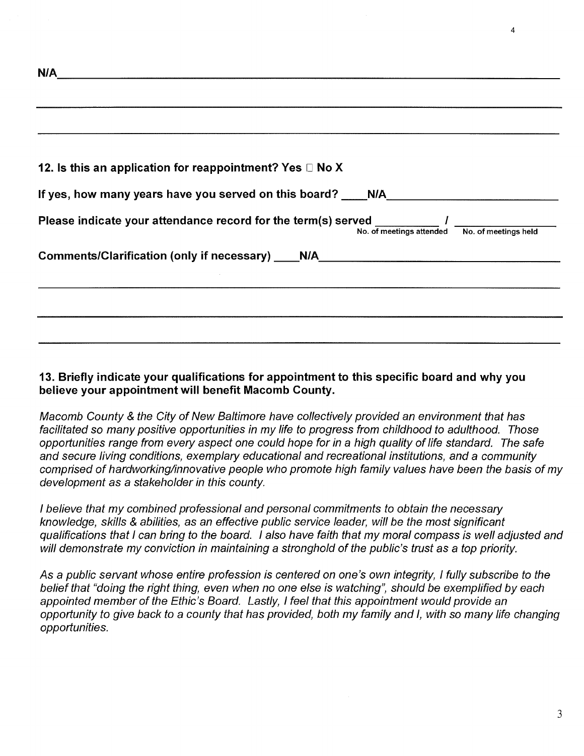N/A

**12. Is this an application for reappointment? Yes ☐ No X**

**If yes, how many years have you served on this board? N/A**

**Please indicate your attendance record for the term(s) served \_\_\_\_\_ / \_\_\_\_\_**
No. of meetings attended / No. of meetings held

**Comments/Clarification (only if necessary) N/A**

**13. Briefly indicate your qualifications for appointment to this specific board and why you believe your appointment will benefit Macomb County.**

*Macomb County & the City of New Baltimore have collectively provided an environment that has facilitated so many positive opportunities in my life to progress from childhood to adulthood. Those opportunities range from every aspect one could hope for in a high quality of life standard. The safe and secure living conditions, exemplary educational and recreational institutions, and a community comprised of hardworking/innovative people who promote high family values have been the basis of my development as a stakeholder in this county.*

*I believe that my combined professional and personal commitments to obtain the necessary knowledge, skills & abilities, as an effective public service leader, will be the most significant qualifications that I can bring to the board. I also have faith that my moral compass is well adjusted and will demonstrate my conviction in maintaining a stronghold of the public's trust as a top priority.*

*As a public servant whose entire profession is centered on one's own integrity, I fully subscribe to the belief that "doing the right thing, even when no one else is watching", should be exemplified by each appointed member of the Ethic's Board. Lastly, I feel that this appointment would provide an opportunity to give back to a county that has provided, both my family and I, with so many life changing opportunities.*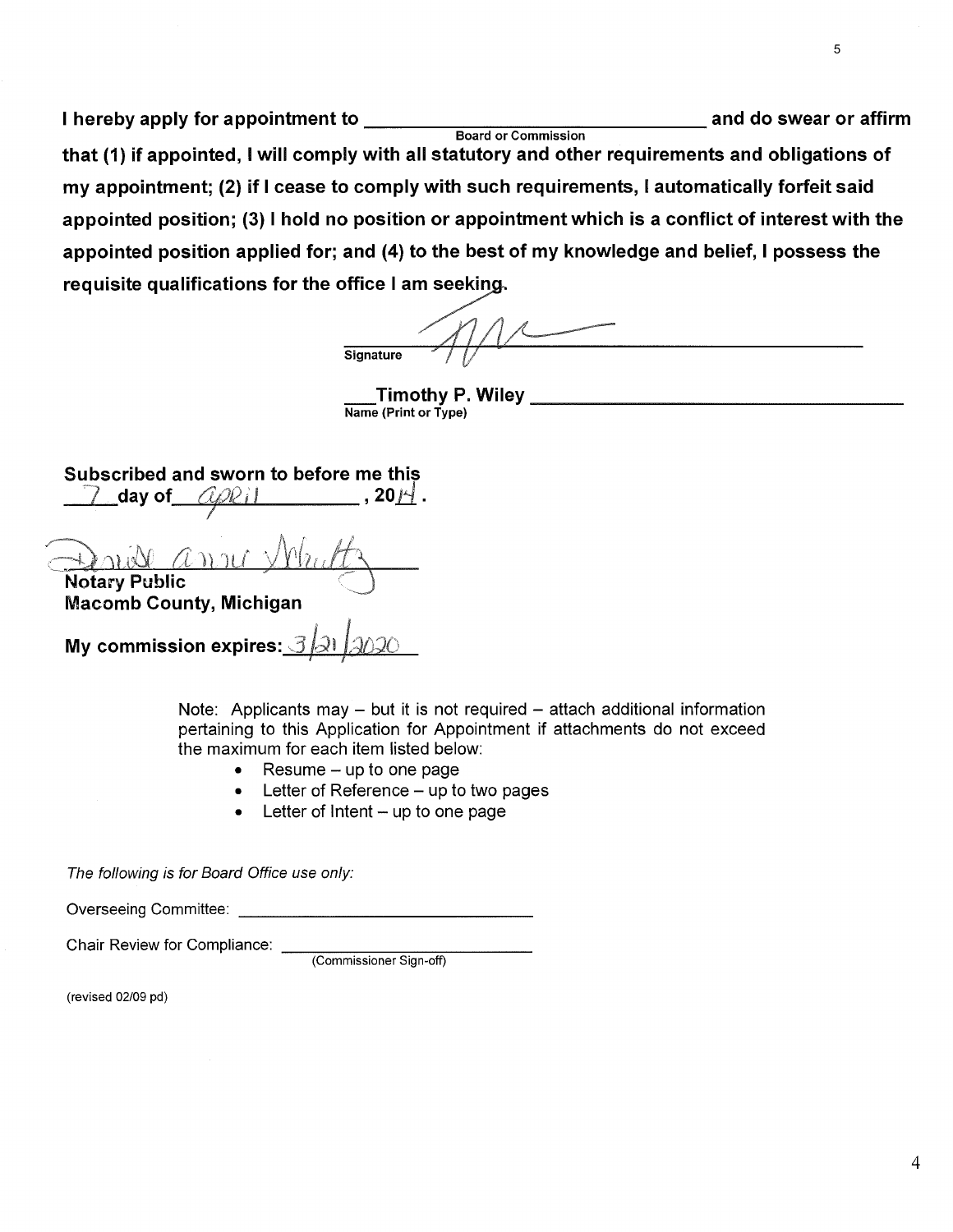**I hereby apply for appointment to \_\_\_\_\_\_\_\_\_\_\_\_\_\_\_\_\_\_\_\_\_\_\_\_\_\_\_\_\_\_ and do swear or affirm**
Board or Commission
**that (1) if appointed, I will comply with all statutory and other requirements and obligations of my appointment; (2) if I cease to comply with such requirements, I automatically forfeit said appointed position; (3) I hold no position or appointment which is a conflict of interest with the appointed position applied for; and (4) to the best of my knowledge and belief, I possess the requisite qualifications for the office I am seeking.**

\_\_\_\_\_\_\_\_\_\_\_\_\_\_\_\_\_\_\_\_\_\_\_\_\_\_\_\_\_\_
**Signature**

**Timothy P. Wiley**
**Name (Print or Type)**

**Subscribed and sworn to before me this**
**7 day of April, 2014.**

\_\_\_\_\_\_\_\_\_\_\_\_\_\_\_\_\_\_\_\_\_\_\_\_\_\_\_\_\_\_
**Notary Public**
**Macomb County, Michigan**

**My commission expires: 3/21/2020**

Note: Applicants may – but it is not required – attach additional information pertaining to this Application for Appointment if attachments do not exceed the maximum for each item listed below:

- Resume – up to one page
- Letter of Reference – up to two pages
- Letter of Intent – up to one page

*The following is for Board Office use only:*

Overseeing Committee: \_\_\_\_\_\_\_\_\_\_\_\_\_\_\_\_\_\_\_\_\_\_\_\_\_\_\_\_\_\_

Chair Review for Compliance: \_\_\_\_\_\_\_\_\_\_\_\_\_\_\_\_\_\_\_\_\_\_\_\_\_\_\_\_\_\_
(Commissioner Sign-off)

(revised 02/09 pd)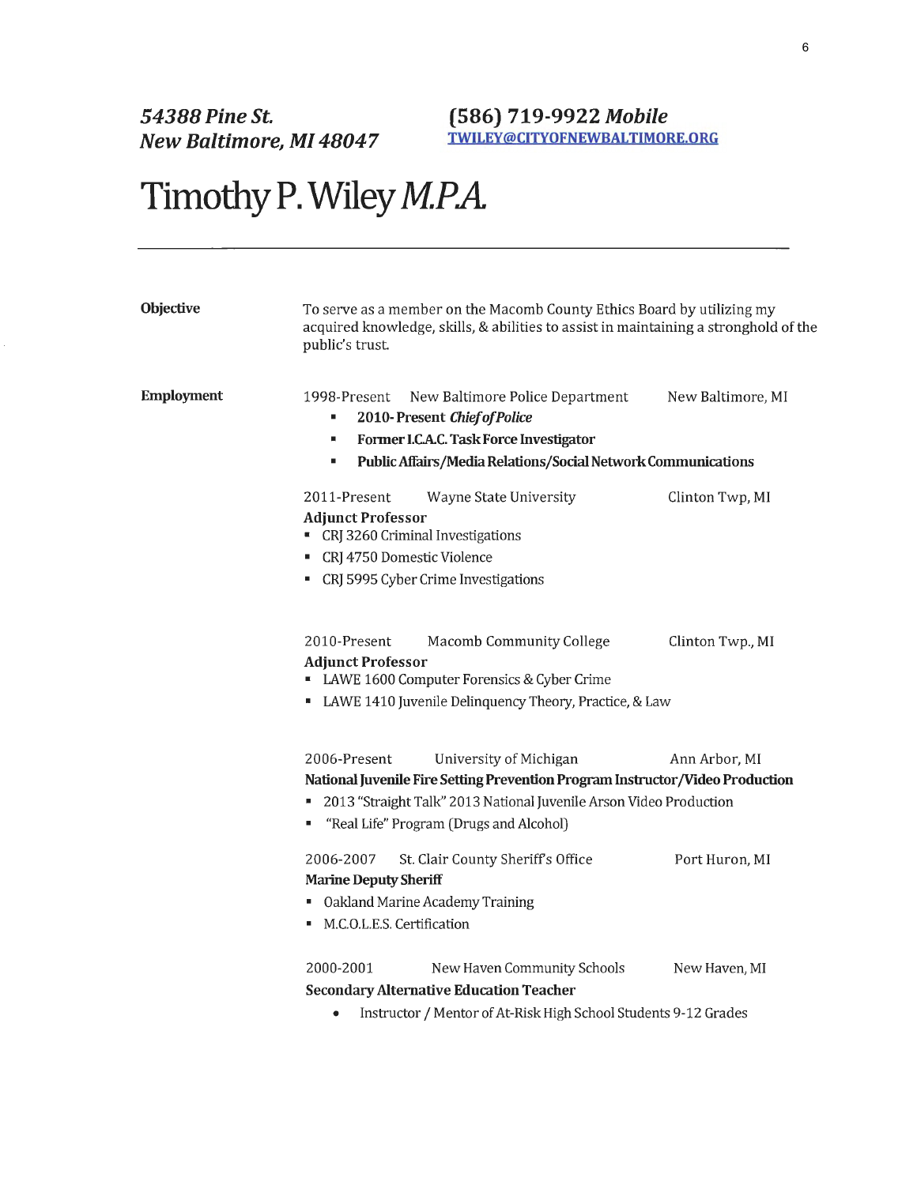***54388 Pine St.***
***New Baltimore, MI 48047***

**(586) 719-9922** ***Mobile***
**TWILEY@CITYOFNEWBALTIMORE.ORG**

# Timothy P. Wiley *M.P.A.*

---

**Objective**

To serve as a member on the Macomb County Ethics Board by utilizing my acquired knowledge, skills, & abilities to assist in maintaining a stronghold of the public's trust.

**Employment**

1998-Present New Baltimore Police Department New Baltimore, MI

- **2010- Present** ***Chief of Police***
- **Former I.C.A.C. Task Force Investigator**
- **Public Affairs/Media Relations/Social Network Communications**

2011-Present Wayne State University Clinton Twp, MI
**Adjunct Professor**

- CRJ 3260 Criminal Investigations
- CRJ 4750 Domestic Violence
- CRJ 5995 Cyber Crime Investigations

2010-Present Macomb Community College Clinton Twp., MI
**Adjunct Professor**

- LAWE 1600 Computer Forensics & Cyber Crime
- LAWE 1410 Juvenile Delinquency Theory, Practice, & Law

2006-Present University of Michigan Ann Arbor, MI
**National Juvenile Fire Setting Prevention Program Instructor/Video Production**

- 2013 "Straight Talk" 2013 National Juvenile Arson Video Production
- "Real Life" Program (Drugs and Alcohol)

2006-2007 St. Clair County Sheriff's Office Port Huron, MI
**Marine Deputy Sheriff**

- Oakland Marine Academy Training
- M.C.O.L.E.S. Certification

2000-2001 New Haven Community Schools New Haven, MI
**Secondary Alternative Education Teacher**

- Instructor / Mentor of At-Risk High School Students 9-12 Grades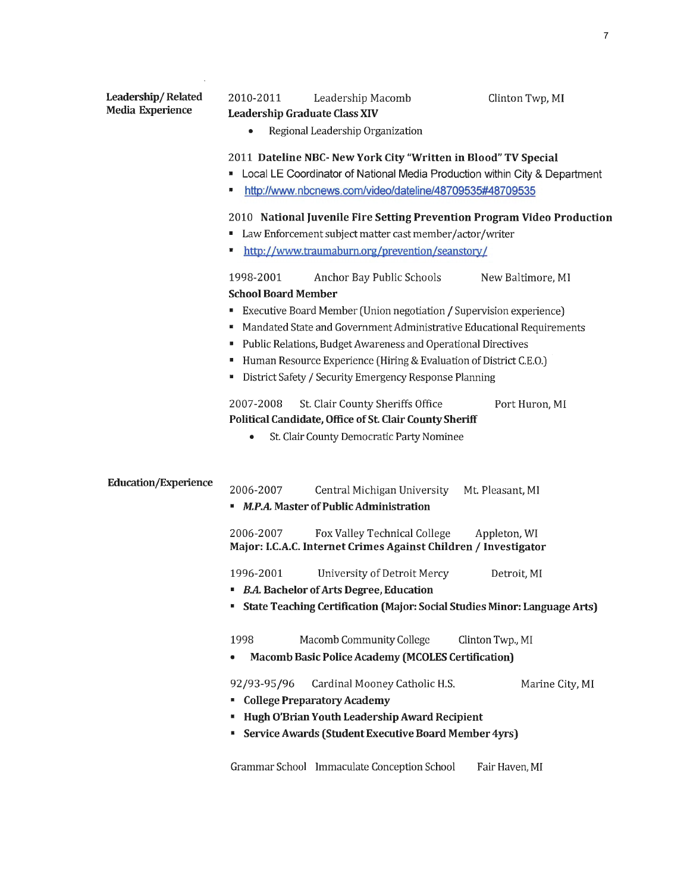## Leadership/ Related Media Experience

2010-2011 Leadership Macomb Clinton Twp, MI
**Leadership Graduate Class XIV**

- Regional Leadership Organization

2011 **Dateline NBC- New York City "Written in Blood" TV Special**

- Local LE Coordinator of National Media Production within City & Department
- http://www.nbcnews.com/video/dateline/48709535#48709535

2010 **National Juvenile Fire Setting Prevention Program Video Production**

- Law Enforcement subject matter cast member/actor/writer
- http://www.traumaburn.org/prevention/seanstory/

1998-2001 Anchor Bay Public Schools New Baltimore, MI
**School Board Member**

- Executive Board Member (Union negotiation / Supervision experience)
- Mandated State and Government Administrative Educational Requirements
- Public Relations, Budget Awareness and Operational Directives
- Human Resource Experience (Hiring & Evaluation of District C.E.O.)
- District Safety / Security Emergency Response Planning

2007-2008 St. Clair County Sheriffs Office Port Huron, MI
**Political Candidate, Office of St. Clair County Sheriff**

- St. Clair County Democratic Party Nominee

## Education/Experience

2006-2007 Central Michigan University Mt. Pleasant, MI

- ***M.P.A.* Master of Public Administration**

2006-2007 Fox Valley Technical College Appleton, WI
**Major: I.C.A.C. Internet Crimes Against Children / Investigator**

1996-2001 University of Detroit Mercy Detroit, MI

- ***B.A.* Bachelor of Arts Degree, Education**
- **State Teaching Certification (Major: Social Studies Minor: Language Arts)**

1998 Macomb Community College Clinton Twp., MI

- **Macomb Basic Police Academy (MCOLES Certification)**

92/93-95/96 Cardinal Mooney Catholic H.S. Marine City, MI

- **College Preparatory Academy**
- **Hugh O'Brian Youth Leadership Award Recipient**
- **Service Awards (Student Executive Board Member 4yrs)**

Grammar School Immaculate Conception School Fair Haven, MI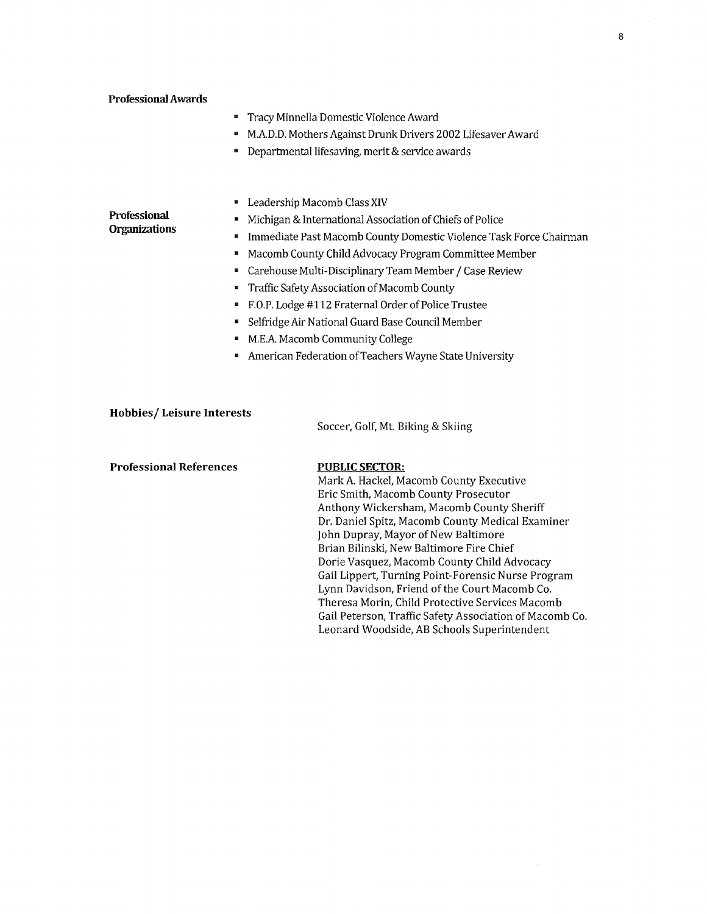**Professional Awards**

- Tracy Minnella Domestic Violence Award
- M.A.D.D. Mothers Against Drunk Drivers 2002 Lifesaver Award
- Departmental lifesaving, merit & service awards

**Professional Organizations**

- Leadership Macomb Class XIV
- Michigan & International Association of Chiefs of Police
- Immediate Past Macomb County Domestic Violence Task Force Chairman
- Macomb County Child Advocacy Program Committee Member
- Carehouse Multi-Disciplinary Team Member / Case Review
- Traffic Safety Association of Macomb County
- F.O.P. Lodge #112 Fraternal Order of Police Trustee
- Selfridge Air National Guard Base Council Member
- M.E.A. Macomb Community College
- American Federation of Teachers Wayne State University

**Hobbies/ Leisure Interests**

Soccer, Golf, Mt. Biking & Skiing

**Professional References**

**PUBLIC SECTOR:**

Mark A. Hackel, Macomb County Executive
Eric Smith, Macomb County Prosecutor
Anthony Wickersham, Macomb County Sheriff
Dr. Daniel Spitz, Macomb County Medical Examiner
John Dupray, Mayor of New Baltimore
Brian Bilinski, New Baltimore Fire Chief
Dorie Vasquez, Macomb County Child Advocacy
Gail Lippert, Turning Point-Forensic Nurse Program
Lynn Davidson, Friend of the Court Macomb Co.
Theresa Morin, Child Protective Services Macomb
Gail Peterson, Traffic Safety Association of Macomb Co.
Leonard Woodside, AB Schools Superintendent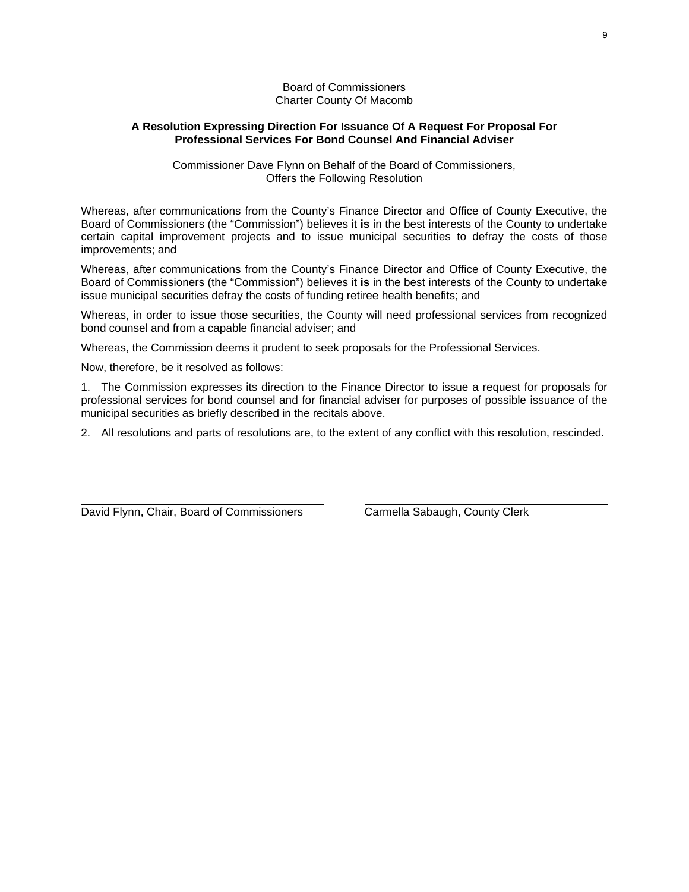Board of Commissioners
Charter County Of Macomb

**A Resolution Expressing Direction For Issuance Of A Request For Proposal For Professional Services For Bond Counsel And Financial Adviser**

Commissioner Dave Flynn on Behalf of the Board of Commissioners,
Offers the Following Resolution

Whereas, after communications from the County's Finance Director and Office of County Executive, the Board of Commissioners (the "Commission") believes it **is** in the best interests of the County to undertake certain capital improvement projects and to issue municipal securities to defray the costs of those improvements; and

Whereas, after communications from the County's Finance Director and Office of County Executive, the Board of Commissioners (the "Commission") believes it **is** in the best interests of the County to undertake issue municipal securities defray the costs of funding retiree health benefits; and

Whereas, in order to issue those securities, the County will need professional services from recognized bond counsel and from a capable financial adviser; and

Whereas, the Commission deems it prudent to seek proposals for the Professional Services.

Now, therefore, be it resolved as follows:

1. The Commission expresses its direction to the Finance Director to issue a request for proposals for professional services for bond counsel and for financial adviser for purposes of possible issuance of the municipal securities as briefly described in the recitals above.

2. All resolutions and parts of resolutions are, to the extent of any conflict with this resolution, rescinded.

David Flynn, Chair, Board of Commissioners

Carmella Sabaugh, County Clerk